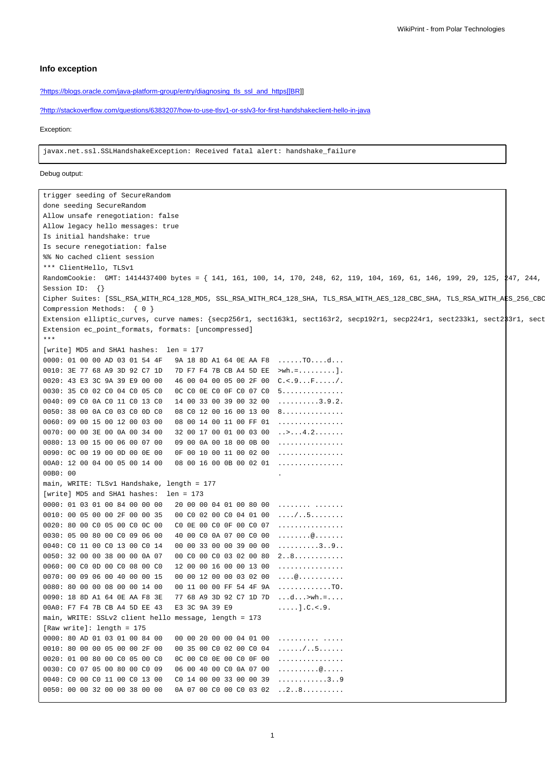### Info exception

[?https://blogs.oracle.com/java-platform-group/entry/diagnosing_tls_ssl_and_https[[BR]]](https://blogs.oracle.com/java-platform-group/entry/diagnosing_tls_ssl_and_https)]

[?http://stackoverflow.com/questions/6383207/how-to-use-tlsv1-or-sslv3-for-first-handshakeclient-hello-in-java](http://stackoverflow.com/questions/6383207/how-to-use-tlsv1-or-sslv3-for-first-handshakeclient-hello-in-java)

Exception:

```
javax.net.ssl.SSLHandshakeException: Received fatal alert: handshake_failure
```

Debug output:

```
trigger seeding of SecureRandom
done seeding SecureRandom
Allow unsafe renegotiation: false
Allow legacy hello messages: true
Is initial handshake: true
Is secure renegotiation: false
%% No cached client session
*** ClientHello, TLSv1
RandomCookie:  GMT: 1414437400 bytes = { 141, 161, 100, 14, 170, 248, 62, 119, 104, 169, 61, 146, 199, 29, 125, 247, 244,
Session ID:  {}
Cipher Suites: [SSL_RSA_WITH_RC4_128_MD5, SSL_RSA_WITH_RC4_128_SHA, TLS_RSA_WITH_AES_128_CBC_SHA, TLS_RSA_WITH_AES_256_CBC
Compression Methods:  { 0 }
Extension elliptic_curves, curve names: {secp256r1, sect163k1, sect163r2, secp192r1, secp224r1, sect233k1, sect233r1, sect
Extension ec_point_formats, formats: [uncompressed]
***
[write] MD5 and SHA1 hashes:  len = 177
0000: 01 00 00 AD 03 01 54 4F   9A 18 8D A1 64 0E AA F8  ......TO....d...
0010: 3E 77 68 A9 3D 92 C7 1D   7D F7 F4 7B CB A4 5D EE  >wh.=.........].
0020: 43 E3 3C 9A 39 E9 00 00   46 00 04 00 05 00 2F 00  C.<.9...F...../.
0030: 35 C0 02 C0 04 C0 05 C0   0C C0 0E C0 0F C0 07 C0  5...............
0040: 09 C0 0A C0 11 C0 13 C0   14 00 33 00 39 00 32 00  ..........3.9.2.
0050: 38 00 0A C0 03 C0 0D C0   08 C0 12 00 16 00 13 00  8...............
0060: 09 00 15 00 12 00 03 00   08 00 14 00 11 00 FF 01  ................
0070: 00 00 3E 00 0A 00 34 00   32 00 17 00 01 00 03 00  ..>...4.2.......
0080: 13 00 15 00 06 00 07 00   09 00 0A 00 18 00 0B 00  ................
0090: 0C 00 19 00 0D 00 0E 00   0F 00 10 00 11 00 02 00  ................
00A0: 12 00 04 00 05 00 14 00   08 00 16 00 0B 00 02 01  ................
00B0: 00                                                 .
main, WRITE: TLSv1 Handshake, length = 177
[write] MD5 and SHA1 hashes:  len = 173
0000: 01 03 01 00 84 00 00 00   20 00 00 04 01 00 80 00  ........ .......
0010: 00 05 00 00 2F 00 00 35   00 C0 02 00 C0 04 01 00  ..../..5........
0020: 80 00 C0 05 00 C0 0C 00   C0 0E 00 C0 0F 00 C0 07  ................
0030: 05 00 80 00 C0 09 06 00   40 00 C0 0A 07 00 C0 00  ........@.......
0040: C0 11 00 C0 13 00 C0 14   00 00 33 00 00 39 00 00  ..........3..9..
0050: 32 00 00 38 00 00 0A 07   00 C0 00 C0 03 02 00 80  2..8............
0060: 00 C0 0D 00 C0 08 00 C0   12 00 00 16 00 00 13 00  ................
0070: 00 09 06 00 40 00 00 15   00 00 12 00 00 03 02 00  ....@...........
0080: 80 00 00 08 00 00 14 00   00 11 00 00 FF 54 4F 9A  .............TO.
0090: 18 8D A1 64 0E AA F8 3E   77 68 A9 3D 92 C7 1D 7D  ...d...>wh.=....
00A0: F7 F4 7B CB A4 5D EE 43   E3 3C 9A 39 E9           .....].C.<.9.
main, WRITE: SSLv2 client hello message, length = 173
[Raw write]: length = 175
0000: 80 AD 01 03 01 00 84 00   00 00 20 00 00 04 01 00  .......... .....
0010: 80 00 00 05 00 00 2F 00   00 35 00 C0 02 00 C0 04  ....../..5......
0020: 01 00 80 00 C0 05 00 C0   0C 00 C0 0E 00 C0 0F 00  ................
0030: C0 07 05 00 80 00 C0 09   06 00 40 00 C0 0A 07 00  ..........@.....
0040: C0 00 C0 11 00 C0 13 00   C0 14 00 00 33 00 00 39  ............3..9
0050: 00 00 32 00 00 38 00 00   0A 07 00 C0 00 C0 03 02  ..2..8..........
```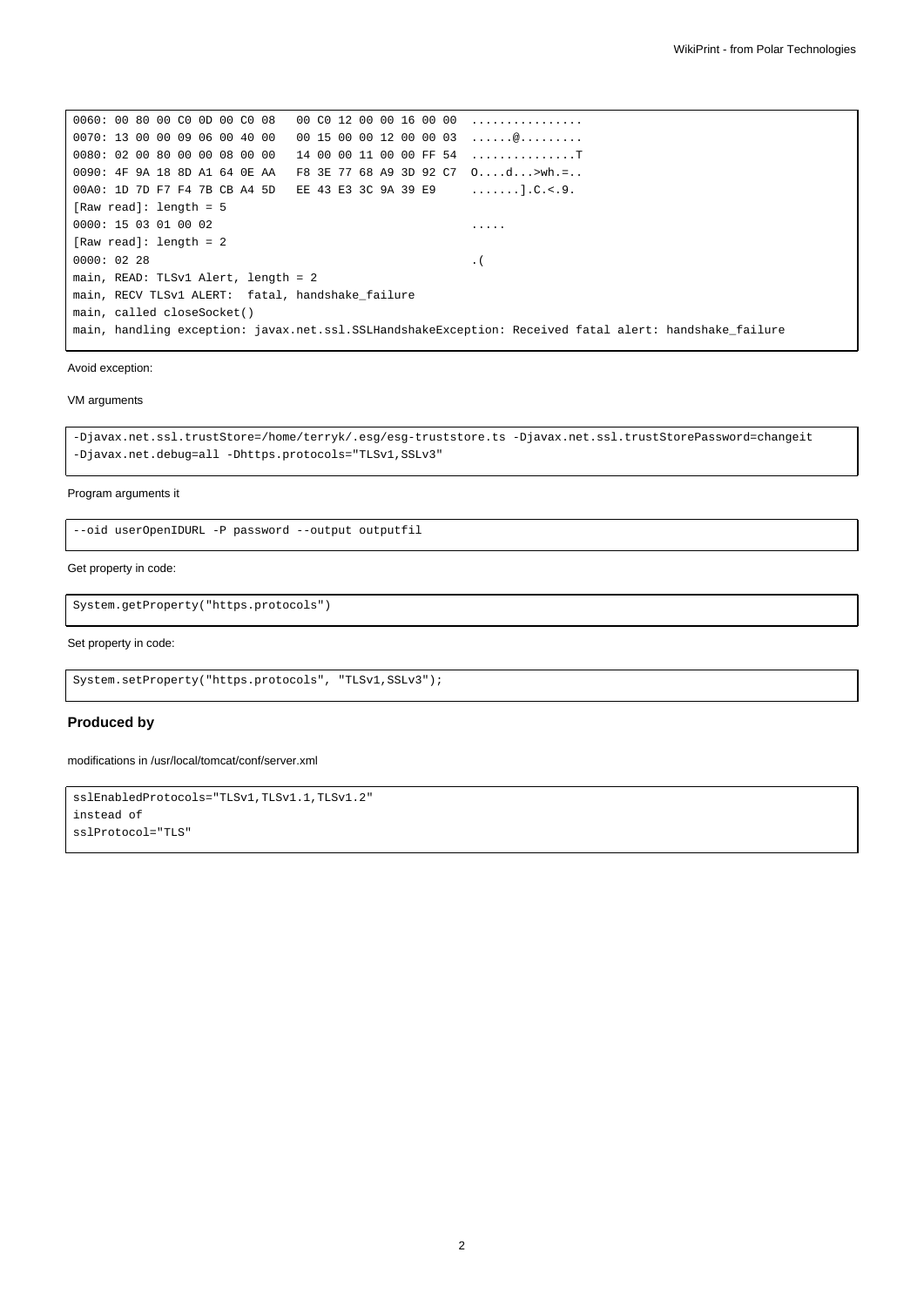```
0060: 00 80 00 C0 0D 00 C0 08   00 C0 12 00 00 16 00 00  ................
0070: 13 00 00 09 06 00 40 00   00 15 00 00 12 00 00 03  ......@.........
0080: 02 00 80 00 00 08 00 00   14 00 00 11 00 00 FF 54  ...............T
0090: 4F 9A 18 8D A1 64 0E AA   F8 3E 77 68 A9 3D 92 C7  O....d...>wh.=..
00A0: 1D 7D F7 F4 7B CB A4 5D   EE 43 E3 3C 9A 39 E9     .......].C.<.9.
[Raw read]: length = 5
0000: 15 03 01 00 02                                     .....
[Raw read]: length = 2
0000: 02 28                                              .(
main, READ: TLSv1 Alert, length = 2
main, RECV TLSv1 ALERT:  fatal, handshake_failure
main, called closeSocket()
main, handling exception: javax.net.ssl.SSLHandshakeException: Received fatal alert: handshake_failure
```

Avoid exception:

VM arguments

```
-Djavax.net.ssl.trustStore=/home/terryk/.esg/esg-truststore.ts -Djavax.net.ssl.trustStorePassword=changeit
-Djavax.net.debug=all -Dhttps.protocols="TLSv1,SSLv3"
```

Program arguments it

```
--oid userOpenIDURL -P password --output outputfil
```

Get property in code:

```
System.getProperty("https.protocols")
```

Set property in code:

```
System.setProperty("https.protocols", "TLSv1,SSLv3");
```

### Produced by

modifications in /usr/local/tomcat/conf/server.xml

```
sslEnabledProtocols="TLSv1,TLSv1.1,TLSv1.2"
instead of
sslProtocol="TLS"
```